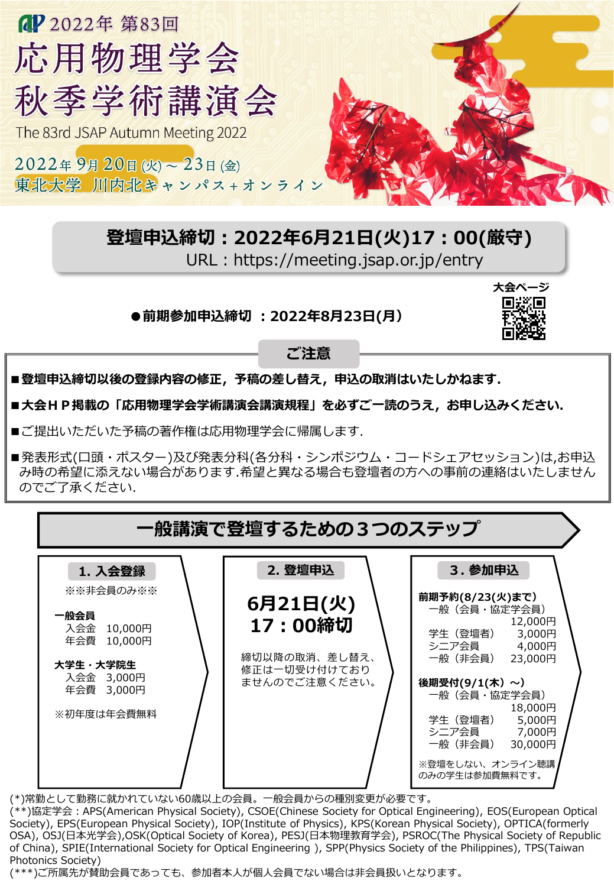2022年 第83回

# 応用物理学会 秋季学術講演会

The 83rd JSAP Autumn Meeting 2022

2022年 9月 20日 (火) ~ 23日 (金)
東北大学 川内北キャンパス＋オンライン

## 登壇申込締切：2022年6月21日(火)17：00(厳守)

URL：https://meeting.jsap.or.jp/entry

大会ページ

**●前期参加申込締切 ：2022年8月23日(月)**

### ご注意

- **■登壇申込締切以後の登録内容の修正，予稿の差し替え，申込の取消はいたしかねます．**
- **■大会ＨＰ掲載の「応用物理学会学術講演会講演規程」を必ずご一読のうえ，お申し込みください．**
- ■ご提出いただいた予稿の著作権は応用物理学会に帰属します．
- ■発表形式(口頭・ポスター)及び発表分科(各分科・シンポジウム・コードシェアセッション)は,お申込み時の希望に添えない場合があります.希望と異なる場合も登壇者の方への事前の連絡はいたしませんのでご了承ください.

## 一般講演で登壇するための３つのステップ

### 1. 入会登録

※※非会員のみ※※

**一般会員**
入会金 10,000円
年会費 10,000円

**大学生・大学院生**
入会金 3,000円
年会費 3,000円

※初年度は年会費無料

### 2. 登壇申込

**6月21日(火)**
**17：00締切**

締切以降の取消、差し替え、修正は一切受け付けておりませんのでご注意ください。

### 3. 参加申込

**前期予約(8/23(火)まで)**

| 区分 | 金額 |
|---|---|
| 一般（会員・協定学会員） | 12,000円 |
| 学生（登壇者） | 3,000円 |
| シニア会員 | 4,000円 |
| 一般（非会員） | 23,000円 |

**後期受付(9/1(木）～)**

| 区分 | 金額 |
|---|---|
| 一般（会員・協定学会員） | 18,000円 |
| 学生（登壇者） | 5,000円 |
| シニア会員 | 7,000円 |
| 一般（非会員） | 30,000円 |

※登壇をしない、オンライン聴講のみの学生は参加費無料です。

(*)常勤として勤務に就かれていない60歳以上の会員。一般会員からの種別変更が必要です。
(**)協定学会：APS(American Physical Society), CSOE(Chinese Society for Optical Engineering), EOS(European Optical Society), EPS(European Physical Society), IOP(Institute of Physics), KPS(Korean Physical Society), OPTICA(formerly OSA), OSJ(日本光学会),OSK(Optical Society of Korea), PESJ(日本物理教育学会), PSROC(The Physical Society of Republic of China), SPIE(International Society for Optical Engineering ), SPP(Physics Society of the Philippines), TPS(Taiwan Photonics Society)
(***)ご所属先が賛助会員であっても、参加者本人が個人会員でない場合は非会員扱いとなります。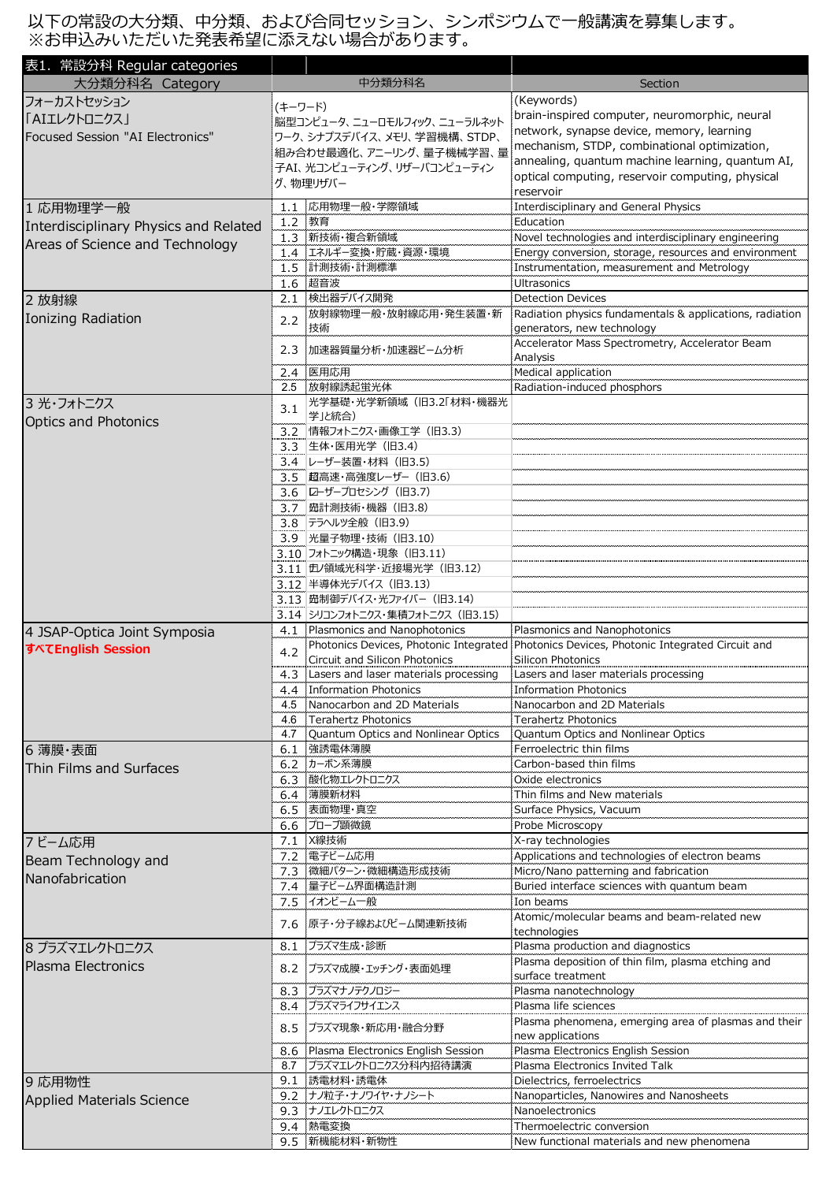以下の常設の大分類、中分類、および合同セッション、シンポジウムで一般講演を募集します。
※お申込みいただいた発表希望に添えない場合があります。

| 表1. 常設分科 Regular categories | | | |
|---|---|---|---|
| 大分類分科名 Category | 中分類分科名 | | Section |
| フォーカストセッション「AIエレクトロニクス」 Focused Session "AI Electronics" | (キーワード) 脳型コンピュータ、ニューロモルフィック、ニューラルネットワーク、シナプスデバイス、メモリ、学習機構、STDP、組み合わせ最適化、アニーリング、量子機械学習、量子AI、光コンピューティング、リザーバコンピューティング、物理リザバー | | (Keywords) brain-inspired computer, neuromorphic, neural network, synapse device, memory, learning mechanism, STDP, combinational optimization, annealing, quantum machine learning, quantum AI, optical computing, reservoir computing, physical reservoir |
| 1 応用物理学一般 Interdisciplinary Physics and Related Areas of Science and Technology | 1.1 | 応用物理一般・学際領域 | Interdisciplinary and General Physics |
| | 1.2 | 教育 | Education |
| | 1.3 | 新技術・複合新領域 | Novel technologies and interdisciplinary engineering |
| | 1.4 | エネルギー変換・貯蔵・資源・環境 | Energy conversion, storage, resources and environment |
| | 1.5 | 計測技術・計測標準 | Instrumentation, measurement and Metrology |
| | 1.6 | 超音波 | Ultrasonics |
| 2 放射線 Ionizing Radiation | 2.1 | 検出器デバイス開発 | Detection Devices |
| | 2.2 | 放射線物理一般・放射線応用・発生装置・新技術 | Radiation physics fundamentals & applications, radiation generators, new technology |
| | 2.3 | 加速器質量分析・加速器ビーム分析 | Accelerator Mass Spectrometry, Accelerator Beam Analysis |
| | 2.4 | 医用応用 | Medical application |
| | 2.5 | 放射線誘起蛍光体 | Radiation-induced phosphors |
| 3 光・フォトニクス Optics and Photonics | 3.1 | 光学基礎・光学新領域（旧3.2「材料・機器光学」と統合） | |
| | 3.2 | 情報フォトニクス・画像工学（旧3.3） | |
| | 3.3 | 生体・医用光学（旧3.4） | |
| | 3.4 | レーザー装置・材料（旧3.5） | |
| | 3.5 | 超高速・高強度レーザー（旧3.6） | |
| | 3.6 | レーザープロセシング（旧3.7） | |
| | 3.7 | 光計測技術・機器（旧3.8） | |
| | 3.8 | テラヘルツ全般（旧3.9） | |
| | 3.9 | 光量子物理・技術（旧3.10） | |
| | 3.10 | フォトニック構造・現象（旧3.11） | |
| | 3.11 | 近接場光学・近接場光学（旧3.12） | |
| | 3.12 | 半導体光デバイス（旧3.13） | |
| | 3.13 | 光制御デバイス・光ファイバー（旧3.14） | |
| | 3.14 | シリコンフォトニクス・集積フォトニクス（旧3.15） | |
| 4 JSAP-Optica Joint Symposia **すべてEnglish Session** | 4.1 | Plasmonics and Nanophotonics | Plasmonics and Nanophotonics |
| | 4.2 | Photonics Devices, Photonic Integrated Circuit and Silicon Photonics | Photonics Devices, Photonic Integrated Circuit and Silicon Photonics |
| | 4.3 | Lasers and laser materials processing | Lasers and laser materials processing |
| | 4.4 | Information Photonics | Information Photonics |
| | 4.5 | Nanocarbon and 2D Materials | Nanocarbon and 2D Materials |
| | 4.6 | Terahertz Photonics | Terahertz Photonics |
| | 4.7 | Quantum Optics and Nonlinear Optics | Quantum Optics and Nonlinear Optics |
| 6 薄膜・表面 Thin Films and Surfaces | 6.1 | 強誘電体薄膜 | Ferroelectric thin films |
| | 6.2 | カーボン系薄膜 | Carbon-based thin films |
| | 6.3 | 酸化物エレクトロニクス | Oxide electronics |
| | 6.4 | 薄膜新材料 | Thin films and New materials |
| | 6.5 | 表面物理・真空 | Surface Physics, Vacuum |
| | 6.6 | プローブ顕微鏡 | Probe Microscopy |
| 7 ビーム応用 Beam Technology and Nanofabrication | 7.1 | X線技術 | X-ray technologies |
| | 7.2 | 電子ビーム応用 | Applications and technologies of electron beams |
| | 7.3 | 微細パターン・微細構造形成技術 | Micro/Nano patterning and fabrication |
| | 7.4 | 量子ビーム界面構造計測 | Buried interface sciences with quantum beam |
| | 7.5 | イオンビーム一般 | Ion beams |
| | 7.6 | 原子・分子線およびビーム関連新技術 | Atomic/molecular beams and beam-related new technologies |
| 8 プラズマエレクトロニクス Plasma Electronics | 8.1 | プラズマ生成・診断 | Plasma production and diagnostics |
| | 8.2 | プラズマ成膜・エッチング・表面処理 | Plasma deposition of thin film, plasma etching and surface treatment |
| | 8.3 | プラズマナノテクノロジー | Plasma nanotechnology |
| | 8.4 | プラズマライフサイエンス | Plasma life sciences |
| | 8.5 | プラズマ現象・新応用・融合分野 | Plasma phenomena, emerging area of plasmas and their new applications |
| | 8.6 | Plasma Electronics English Session | Plasma Electronics English Session |
| | 8.7 | プラズマエレクトロニクス分科内招待講演 | Plasma Electronics Invited Talk |
| 9 応用物性 Applied Materials Science | 9.1 | 誘電材料・誘電体 | Dielectrics, ferroelectrics |
| | 9.2 | ナノ粒子・ナノワイヤ・ナノシート | Nanoparticles, Nanowires and Nanosheets |
| | 9.3 | ナノエレクトロニクス | Nanoelectronics |
| | 9.4 | 熱電変換 | Thermoelectric conversion |
| | 9.5 | 新機能材料・新物性 | New functional materials and new phenomena |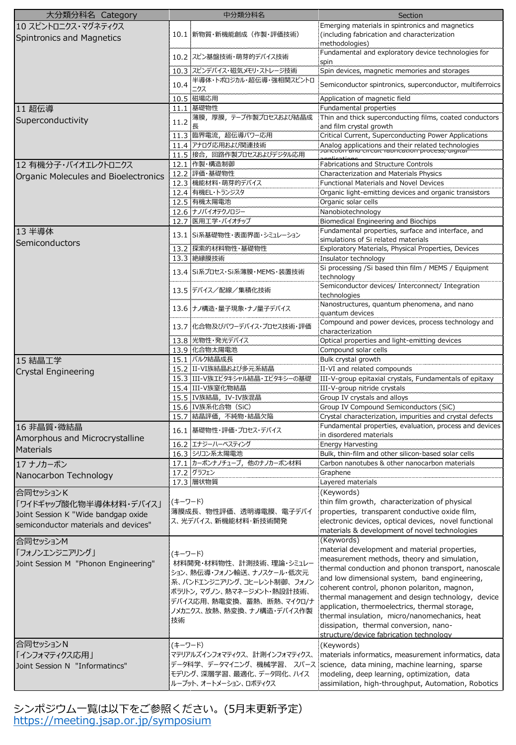| 大分類分科名 Category | 中分類分科名 | | Section |
|---|---|---|---|
| 10 スピントロニクス・マグネティクス Spintronics and Magnetics | 10.1 | 新物質・新機能創成（作製・評価技術） | Emerging materials in spintronics and magnetics (including fabrication and characterization methodologies) |
| | 10.2 | スピン基盤技術・萌芽的デバイス技術 | Fundamental and exploratory device technologies for spin |
| | 10.3 | スピンデバイス・磁気メモリ・ストレージ技術 | Spin devices, magnetic memories and storages |
| | 10.4 | 半導体・トポロジカル・超伝導・強相関スピントロニクス | Semiconductor spintronics, superconductor, multiferroics |
| | 10.5 | 磁場応用 | Application of magnetic field |
| 11 超伝導 Superconductivity | 11.1 | 基礎物性 | Fundamental properties |
| | 11.2 | 薄膜，厚膜，テープ作製プロセスおよび結晶成長 | Thin and thick superconducting films, coated conductors and film crystal growth |
| | 11.3 | 臨界電流，超伝導パワー応用 | Critical Current, Superconducting Power Applications |
| | 11.4 | アナログ応用および関連技術 | Analog applications and their related technologies |
| | 11.5 | 接合，回路作製プロセスおよびデジタル応用 | Junction and circuit fabrication process, digital applications |
| 12 有機分子・バイオエレクトロニクス Organic Molecules and Bioelectronics | 12.1 | 作製・構造制御 | Fabrications and Structure Controls |
| | 12.2 | 評価・基礎物性 | Characterization and Materials Physics |
| | 12.3 | 機能材料・萌芽的デバイス | Functional Materials and Novel Devices |
| | 12.4 | 有機EL・トランジスタ | Organic light-emitting devices and organic transistors |
| | 12.5 | 有機太陽電池 | Organic solar cells |
| | 12.6 | ナノバイオテクノロジー | Nanobiotechnology |
| | 12.7 | 医用工学・バイオチップ | Biomedical Engineering and Biochips |
| 13 半導体 Semiconductors | 13.1 | Si系基礎物性・表面界面・シミュレーション | Fundamental properties, surface and interface, and simulations of Si related materials |
| | 13.2 | 探索的材料物性・基礎物性 | Exploratory Materials, Physical Properties, Devices |
| | 13.3 | 絶縁膜技術 | Insulator technology |
| | 13.4 | Si系プロセス・Si系薄膜・MEMS・装置技術 | Si processing /Si based thin film / MEMS / Equipment technology |
| | 13.5 | デバイス／配線／集積化技術 | Semiconductor devices/ Interconnect/ Integration technologies |
| | 13.6 | ナノ構造・量子現象・ナノ量子デバイス | Nanostructures, quantum phenomena, and nano quantum devices |
| | 13.7 | 化合物及びパワーデバイス・プロセス技術・評価 | Compound and power devices, process technology and characterization |
| | 13.8 | 光物性・発光デバイス | Optical properties and light-emitting devices |
| | 13.9 | 化合物太陽電池 | Compound solar cells |
| 15 結晶工学 Crystal Engineering | 15.1 | バルク結晶成長 | Bulk crystal growth |
| | 15.2 | II-VI族結晶および多元系結晶 | II-VI and related compounds |
| | 15.3 | III-V族エピタキシャル結晶・エピタキシーの基礎 | III-V-group epitaxial crystals, Fundamentals of epitaxy |
| | 15.4 | III-V族窒化物結晶 | III-V-group nitride crystals |
| | 15.5 | IV族結晶，IV-IV族混晶 | Group IV crystals and alloys |
| | 15.6 | IV族系化合物（SiC） | Group IV Compound Semiconductors (SiC) |
| | 15.7 | 結晶評価，不純物・結晶欠陥 | Crystal characterization, impurities and crystal defects |
| 16 非晶質・微結晶 Amorphous and Microcrystalline Materials | 16.1 | 基礎物性・評価・プロセス・デバイス | Fundamental properties, evaluation, process and devices in disordered materials |
| | 16.2 | エナジーハーベスティング | Energy Harvesting |
| | 16.3 | シリコン系太陽電池 | Bulk, thin-film and other silicon-based solar cells |
| 17 ナノカーボン Nanocarbon Technology | 17.1 | カーボンナノチューブ，他のナノカーボン材料 | Carbon nanotubes & other nanocarbon materials |
| | 17.2 | グラフェン | Graphene |
| | 17.3 | 層状物質 | Layered materials |
| 合同セッションK「ワイドギャップ酸化物半導体材料・デバイス」 Joint Session K "Wide bandgap oxide semiconductor materials and devices" | | (キーワード) 薄膜成長、物性評価、透明導電膜、電子デバイス、光デバイス、新機能材料・新技術開発 | (Keywords) thin film growth, characterization of physical properties, transparent conductive oxide film, electronic devices, optical devices, novel functional materials & development of novel technologies |
| 合同セッションM「フォノンエンジニアリング」 Joint Session M "Phonon Engineering" | | (キーワード) 材料開発・材料物性、計測技術、理論・シミュレーション、熱伝導・フォノン輸送、ナノスケール・低次元系、バンドエンジニアリング、コヒーレント制御、フォノンポラリトン, マグノン、熱マネージメント・熱設計技術、デバイス応用、熱電変換、蓄熱、断熱、マイクロ/ナノメカニクス、放熱、熱変換、ナノ構造・デバイス作製技術 | (Keywords) material development and material properties, measurement methods, theory and simulation, thermal conduction and phonon transport, nanoscale and low dimensional system, band engineering, coherent control, phonon polariton, magnon, thermal management and design technology, device application, thermoelectrics, thermal storage, thermal insulation, micro/nanomechanics, heat dissipation, thermal conversion, nano-structure/device fabrication technology |
| 合同セッションN「インフォマティクス応用」 Joint Session N "Informatincs" | | (キーワード) マテリアルズインフォマティクス、計測インフォマティクス、データ科学、データマイニング、機械学習、 スパースモデリング、深層学習、最適化、データ同化、ハイスループット、オートメーション、ロボティクス | (Keywords) materials informatics, measurement informatics, data science, data mining, machine learning, sparse modeling, deep learning, optimization, data assimilation, high-throughput, Automation, Robotics |

シンポジウム一覧は以下をご参照ください。(5月末更新予定)
https://meeting.jsap.or.jp/symposium